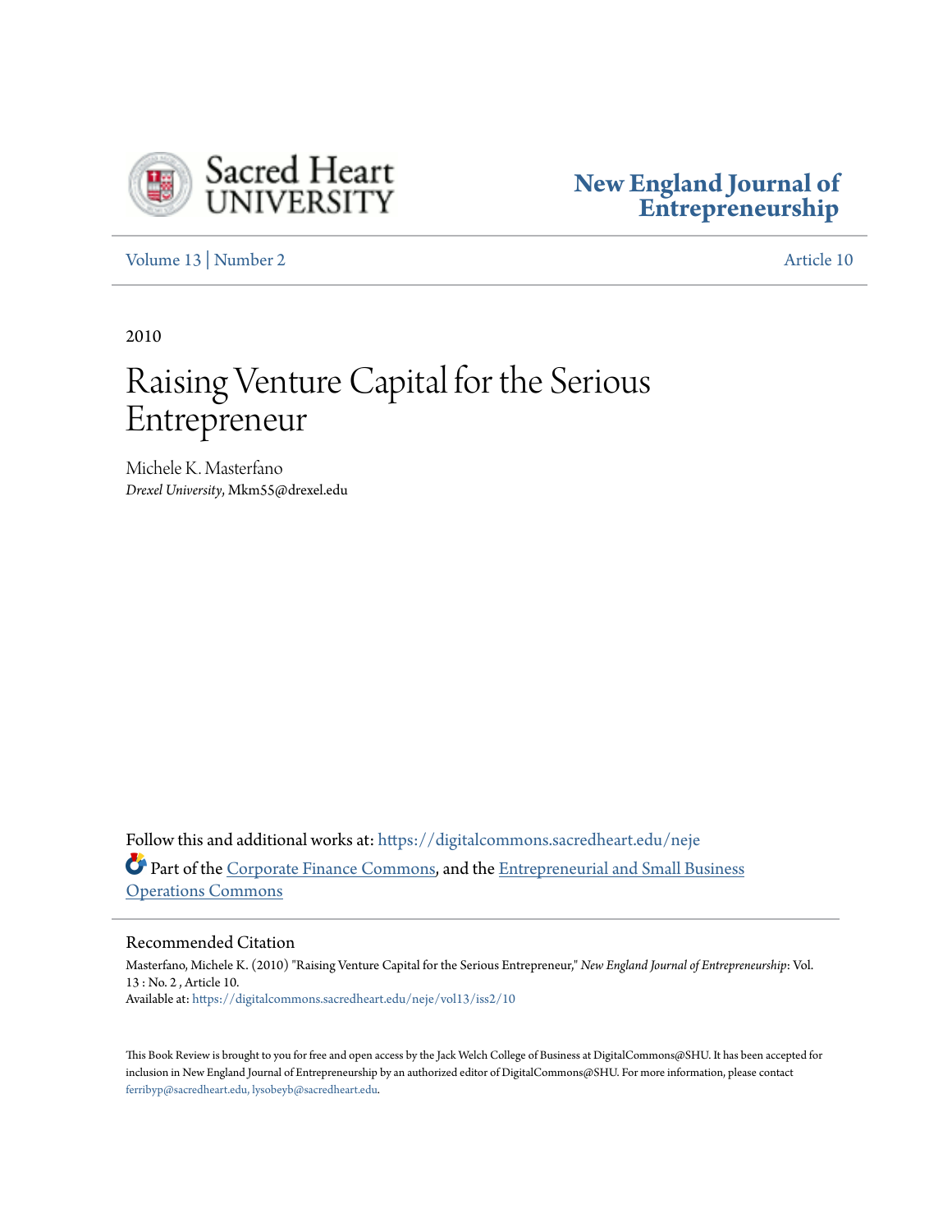Sacred Heart UNIVERSITY

New England Journal of Entrepreneurship

Volume 13 | Number 2 Article 10

2010

# Raising Venture Capital for the Serious Entrepreneur

Michele K. Masterfano
*Drexel University*, Mkm55@drexel.edu

Follow this and additional works at: https://digitalcommons.sacredheart.edu/neje

Part of the Corporate Finance Commons, and the Entrepreneurial and Small Business Operations Commons

## Recommended Citation

Masterfano, Michele K. (2010) "Raising Venture Capital for the Serious Entrepreneur," *New England Journal of Entrepreneurship*: Vol. 13 : No. 2 , Article 10.
Available at: https://digitalcommons.sacredheart.edu/neje/vol13/iss2/10

This Book Review is brought to you for free and open access by the Jack Welch College of Business at DigitalCommons@SHU. It has been accepted for inclusion in New England Journal of Entrepreneurship by an authorized editor of DigitalCommons@SHU. For more information, please contact ferribyp@sacredheart.edu, lysobeyb@sacredheart.edu.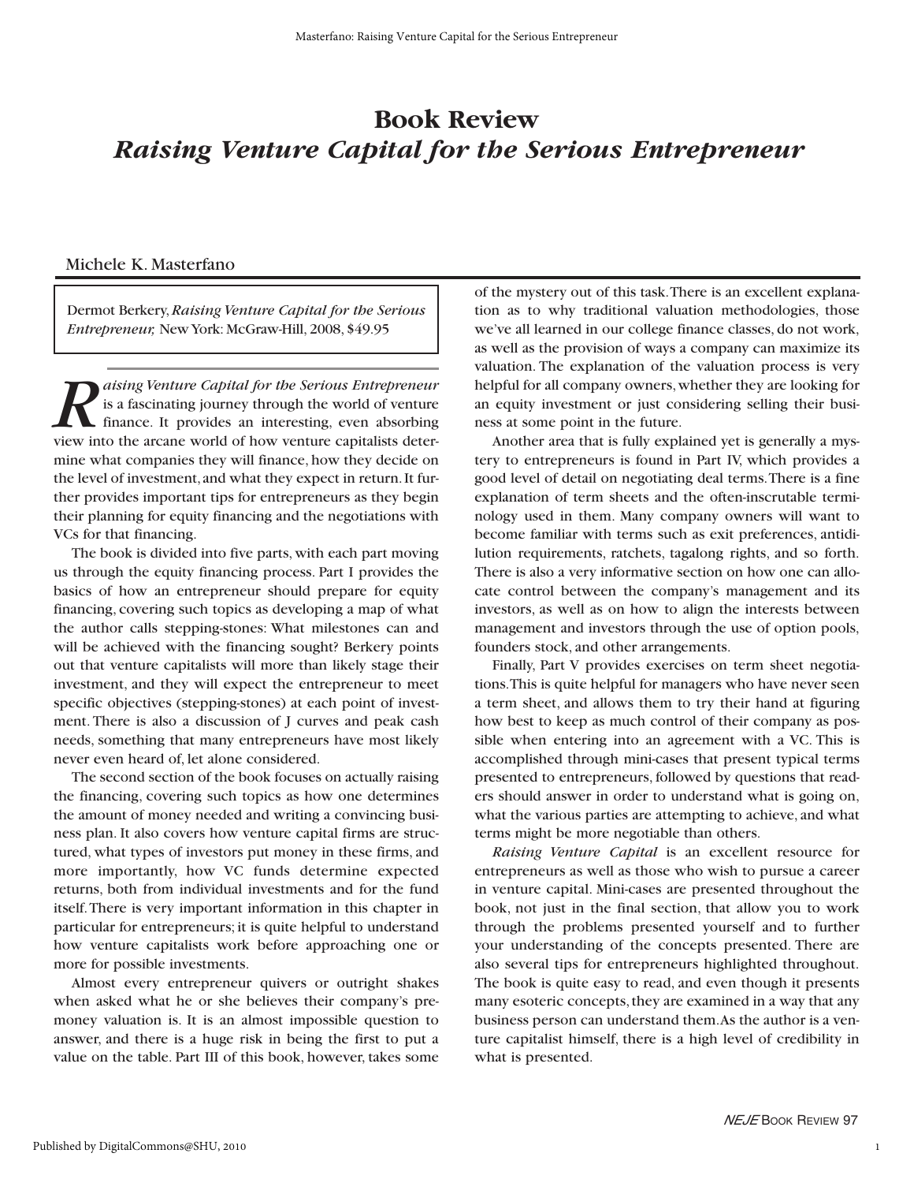# Book Review

## *Raising Venture Capital for the Serious Entrepreneur*

Michele K. Masterfano

Dermot Berkery, *Raising Venture Capital for the Serious Entrepreneur,* New York: McGraw-Hill, 2008, $49.95

*Raising Venture Capital for the Serious Entrepreneur* is a fascinating journey through the world of venture finance. It provides an interesting, even absorbing view into the arcane world of how venture capitalists determine what companies they will finance, how they decide on the level of investment, and what they expect in return. It further provides important tips for entrepreneurs as they begin their planning for equity financing and the negotiations with VCs for that financing.

The book is divided into five parts, with each part moving us through the equity financing process. Part I provides the basics of how an entrepreneur should prepare for equity financing, covering such topics as developing a map of what the author calls stepping-stones: What milestones can and will be achieved with the financing sought? Berkery points out that venture capitalists will more than likely stage their investment, and they will expect the entrepreneur to meet specific objectives (stepping-stones) at each point of investment. There is also a discussion of J curves and peak cash needs, something that many entrepreneurs have most likely never even heard of, let alone considered.

The second section of the book focuses on actually raising the financing, covering such topics as how one determines the amount of money needed and writing a convincing business plan. It also covers how venture capital firms are structured, what types of investors put money in these firms, and more importantly, how VC funds determine expected returns, both from individual investments and for the fund itself. There is very important information in this chapter in particular for entrepreneurs; it is quite helpful to understand how venture capitalists work before approaching one or more for possible investments.

Almost every entrepreneur quivers or outright shakes when asked what he or she believes their company's pre-money valuation is. It is an almost impossible question to answer, and there is a huge risk in being the first to put a value on the table. Part III of this book, however, takes some of the mystery out of this task. There is an excellent explanation as to why traditional valuation methodologies, those we've all learned in our college finance classes, do not work, as well as the provision of ways a company can maximize its valuation. The explanation of the valuation process is very helpful for all company owners, whether they are looking for an equity investment or just considering selling their business at some point in the future.

Another area that is fully explained yet is generally a mystery to entrepreneurs is found in Part IV, which provides a good level of detail on negotiating deal terms. There is a fine explanation of term sheets and the often-inscrutable terminology used in them. Many company owners will want to become familiar with terms such as exit preferences, antidilution requirements, ratchets, tagalong rights, and so forth. There is also a very informative section on how one can allocate control between the company's management and its investors, as well as on how to align the interests between management and investors through the use of option pools, founders stock, and other arrangements.

Finally, Part V provides exercises on term sheet negotiations. This is quite helpful for managers who have never seen a term sheet, and allows them to try their hand at figuring how best to keep as much control of their company as possible when entering into an agreement with a VC. This is accomplished through mini-cases that present typical terms presented to entrepreneurs, followed by questions that readers should answer in order to understand what is going on, what the various parties are attempting to achieve, and what terms might be more negotiable than others.

*Raising Venture Capital* is an excellent resource for entrepreneurs as well as those who wish to pursue a career in venture capital. Mini-cases are presented throughout the book, not just in the final section, that allow you to work through the problems presented yourself and to further your understanding of the concepts presented. There are also several tips for entrepreneurs highlighted throughout. The book is quite easy to read, and even though it presents many esoteric concepts, they are examined in a way that any business person can understand them. As the author is a venture capitalist himself, there is a high level of credibility in what is presented.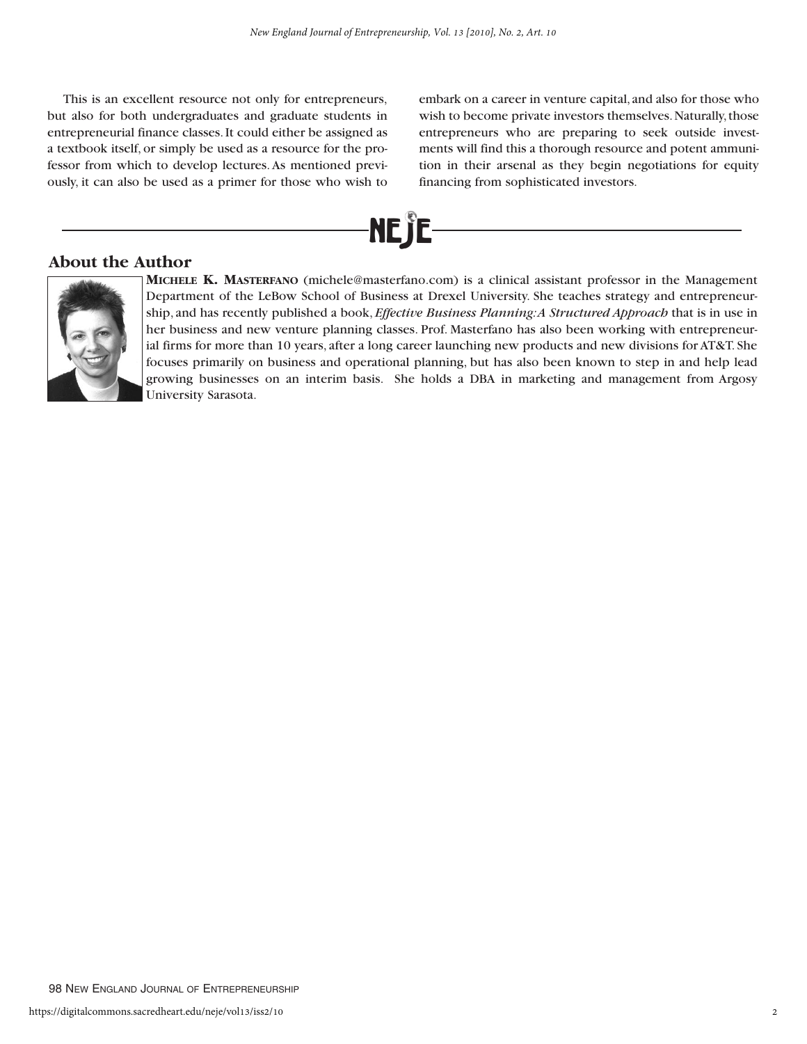This is an excellent resource not only for entrepreneurs, but also for both undergraduates and graduate students in entrepreneurial finance classes. It could either be assigned as a textbook itself, or simply be used as a resource for the professor from which to develop lectures. As mentioned previously, it can also be used as a primer for those who wish to embark on a career in venture capital, and also for those who wish to become private investors themselves. Naturally, those entrepreneurs who are preparing to seek outside investments will find this a thorough resource and potent ammunition in their arsenal as they begin negotiations for equity financing from sophisticated investors.

## About the Author

**MICHELE K. MASTERFANO** (michele@masterfano.com) is a clinical assistant professor in the Management Department of the LeBow School of Business at Drexel University. She teaches strategy and entrepreneurship, and has recently published a book, *Effective Business Planning: A Structured Approach* that is in use in her business and new venture planning classes. Prof. Masterfano has also been working with entrepreneurial firms for more than 10 years, after a long career launching new products and new divisions for AT&T. She focuses primarily on business and operational planning, but has also been known to step in and help lead growing businesses on an interim basis. She holds a DBA in marketing and management from Argosy University Sarasota.